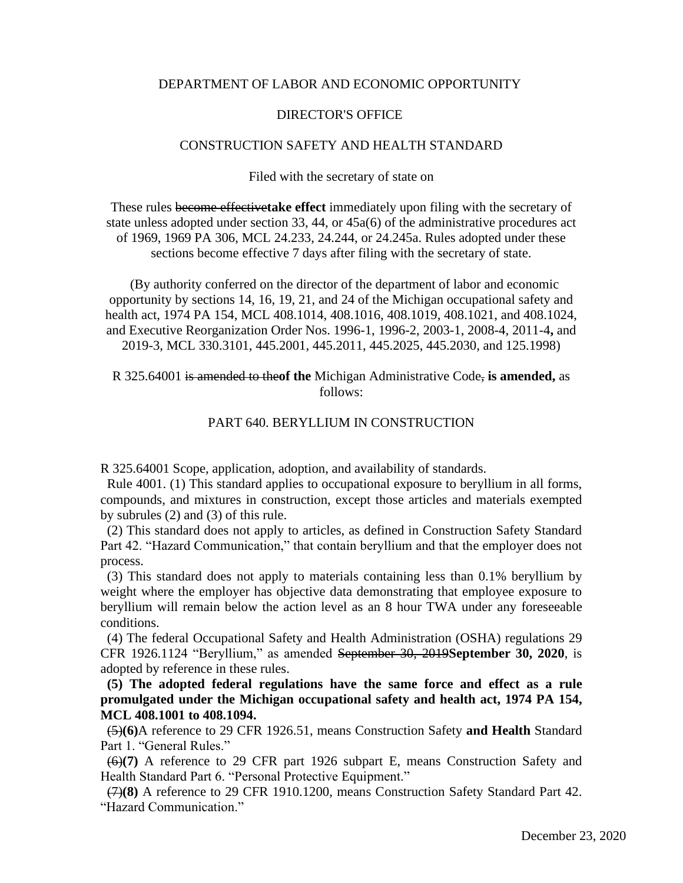DEPARTMENT OF LABOR AND ECONOMIC OPPORTUNITY

DIRECTOR'S OFFICE

CONSTRUCTION SAFETY AND HEALTH STANDARD

Filed with the secretary of state on

These rules ~~become effective~~**take effect** immediately upon filing with the secretary of state unless adopted under section 33, 44, or 45a(6) of the administrative procedures act of 1969, 1969 PA 306, MCL 24.233, 24.244, or 24.245a. Rules adopted under these sections become effective 7 days after filing with the secretary of state.

(By authority conferred on the director of the department of labor and economic opportunity by sections 14, 16, 19, 21, and 24 of the Michigan occupational safety and health act, 1974 PA 154, MCL 408.1014, 408.1016, 408.1019, 408.1021, and 408.1024, and Executive Reorganization Order Nos. 1996-1, 1996-2, 2003-1, 2008-4, 2011-4**,** and 2019-3, MCL 330.3101, 445.2001, 445.2011, 445.2025, 445.2030, and 125.1998)

R 325.64001 ~~is amended to the~~**of the** Michigan Administrative Code~~,~~ **is amended,** as follows:

PART 640. BERYLLIUM IN CONSTRUCTION

R 325.64001 Scope, application, adoption, and availability of standards.

Rule 4001. (1) This standard applies to occupational exposure to beryllium in all forms, compounds, and mixtures in construction, except those articles and materials exempted by subrules (2) and (3) of this rule.

(2) This standard does not apply to articles, as defined in Construction Safety Standard Part 42. "Hazard Communication," that contain beryllium and that the employer does not process.

(3) This standard does not apply to materials containing less than 0.1% beryllium by weight where the employer has objective data demonstrating that employee exposure to beryllium will remain below the action level as an 8 hour TWA under any foreseeable conditions.

(4) The federal Occupational Safety and Health Administration (OSHA) regulations 29 CFR 1926.1124 "Beryllium," as amended ~~September 30, 2019~~**September 30, 2020**, is adopted by reference in these rules.

**(5) The adopted federal regulations have the same force and effect as a rule promulgated under the Michigan occupational safety and health act, 1974 PA 154, MCL 408.1001 to 408.1094.**

~~(5)~~**(6)**A reference to 29 CFR 1926.51, means Construction Safety **and Health** Standard Part 1. "General Rules."

~~(6)~~**(7)** A reference to 29 CFR part 1926 subpart E, means Construction Safety and Health Standard Part 6. "Personal Protective Equipment."

~~(7)~~**(8)** A reference to 29 CFR 1910.1200, means Construction Safety Standard Part 42. "Hazard Communication."

December 23, 2020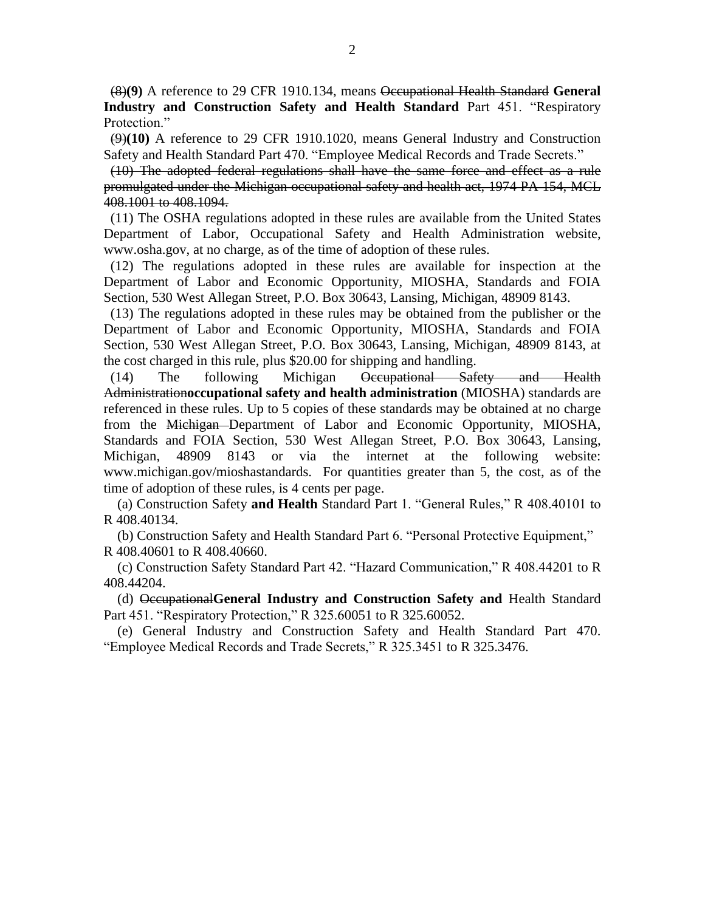~~(8)~~**(9)** A reference to 29 CFR 1910.134, means ~~Occupational Health Standard~~ **General Industry and Construction Safety and Health Standard** Part 451. "Respiratory Protection."

~~(9)~~**(10)** A reference to 29 CFR 1910.1020, means General Industry and Construction Safety and Health Standard Part 470. "Employee Medical Records and Trade Secrets."

~~(10) The adopted federal regulations shall have the same force and effect as a rule promulgated under the Michigan occupational safety and health act, 1974 PA 154, MCL 408.1001 to 408.1094.~~

(11) The OSHA regulations adopted in these rules are available from the United States Department of Labor, Occupational Safety and Health Administration website, www.osha.gov, at no charge, as of the time of adoption of these rules.

(12) The regulations adopted in these rules are available for inspection at the Department of Labor and Economic Opportunity, MIOSHA, Standards and FOIA Section, 530 West Allegan Street, P.O. Box 30643, Lansing, Michigan, 48909 8143.

(13) The regulations adopted in these rules may be obtained from the publisher or the Department of Labor and Economic Opportunity, MIOSHA, Standards and FOIA Section, 530 West Allegan Street, P.O. Box 30643, Lansing, Michigan, 48909 8143, at the cost charged in this rule, plus $20.00 for shipping and handling.

(14) The following Michigan ~~Occupational Safety and Health Administration~~**occupational safety and health administration** (MIOSHA) standards are referenced in these rules. Up to 5 copies of these standards may be obtained at no charge from the ~~Michigan~~ Department of Labor and Economic Opportunity, MIOSHA, Standards and FOIA Section, 530 West Allegan Street, P.O. Box 30643, Lansing, Michigan, 48909 8143 or via the internet at the following website: www.michigan.gov/mioshastandards. For quantities greater than 5, the cost, as of the time of adoption of these rules, is 4 cents per page.

(a) Construction Safety **and Health** Standard Part 1. "General Rules," R 408.40101 to R 408.40134.

(b) Construction Safety and Health Standard Part 6. "Personal Protective Equipment," R 408.40601 to R 408.40660.

(c) Construction Safety Standard Part 42. "Hazard Communication," R 408.44201 to R 408.44204.

(d) ~~Occupational~~**General Industry and Construction Safety and** Health Standard Part 451. "Respiratory Protection," R 325.60051 to R 325.60052.

(e) General Industry and Construction Safety and Health Standard Part 470. "Employee Medical Records and Trade Secrets," R 325.3451 to R 325.3476.